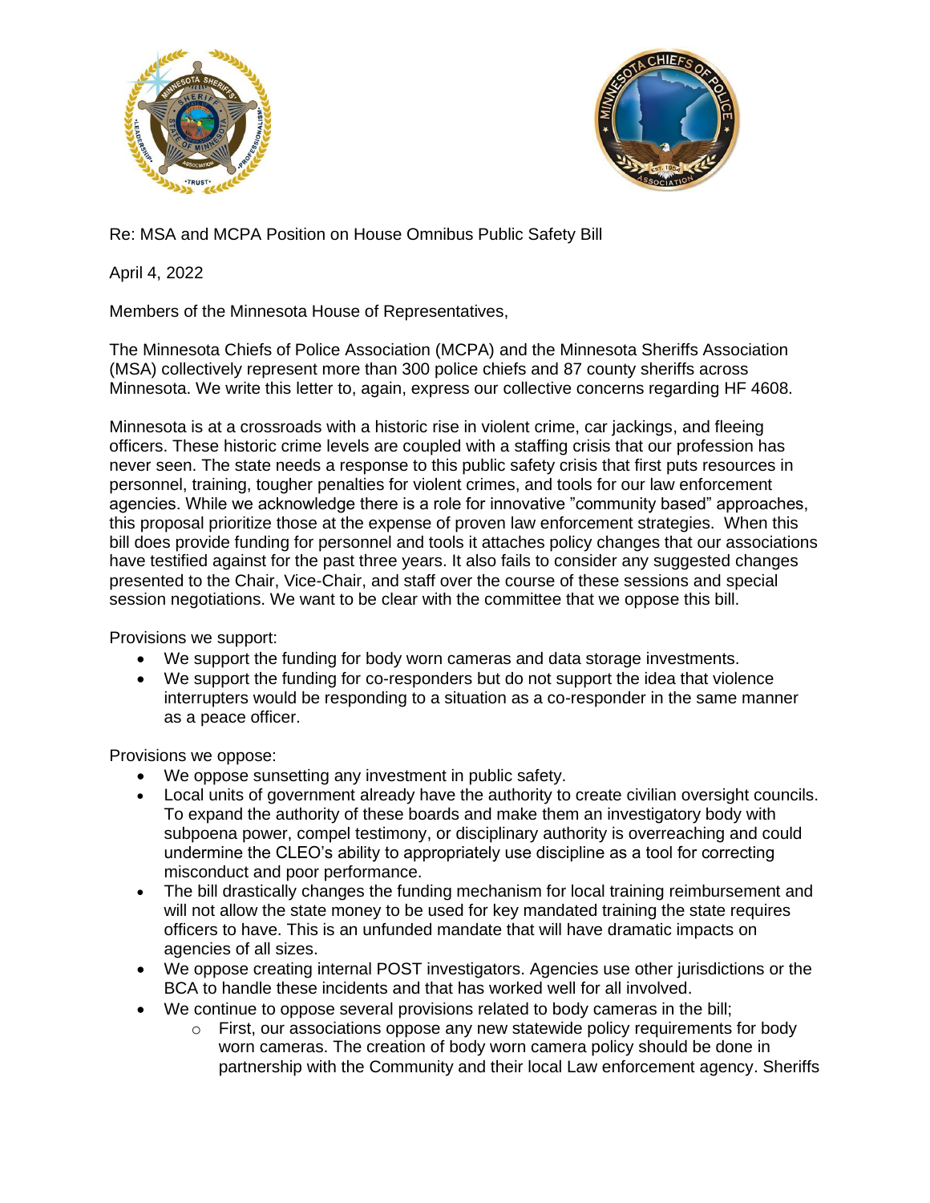Re: MSA and MCPA Position on House Omnibus Public Safety Bill

April 4, 2022

Members of the Minnesota House of Representatives,

The Minnesota Chiefs of Police Association (MCPA) and the Minnesota Sheriffs Association (MSA) collectively represent more than 300 police chiefs and 87 county sheriffs across Minnesota. We write this letter to, again, express our collective concerns regarding HF 4608.

Minnesota is at a crossroads with a historic rise in violent crime, car jackings, and fleeing officers. These historic crime levels are coupled with a staffing crisis that our profession has never seen. The state needs a response to this public safety crisis that first puts resources in personnel, training, tougher penalties for violent crimes, and tools for our law enforcement agencies. While we acknowledge there is a role for innovative "community based" approaches, this proposal prioritize those at the expense of proven law enforcement strategies. When this bill does provide funding for personnel and tools it attaches policy changes that our associations have testified against for the past three years. It also fails to consider any suggested changes presented to the Chair, Vice-Chair, and staff over the course of these sessions and special session negotiations. We want to be clear with the committee that we oppose this bill.

Provisions we support:

- We support the funding for body worn cameras and data storage investments.
- We support the funding for co-responders but do not support the idea that violence interrupters would be responding to a situation as a co-responder in the same manner as a peace officer.

Provisions we oppose:

- We oppose sunsetting any investment in public safety.
- Local units of government already have the authority to create civilian oversight councils. To expand the authority of these boards and make them an investigatory body with subpoena power, compel testimony, or disciplinary authority is overreaching and could undermine the CLEO's ability to appropriately use discipline as a tool for correcting misconduct and poor performance.
- The bill drastically changes the funding mechanism for local training reimbursement and will not allow the state money to be used for key mandated training the state requires officers to have. This is an unfunded mandate that will have dramatic impacts on agencies of all sizes.
- We oppose creating internal POST investigators. Agencies use other jurisdictions or the BCA to handle these incidents and that has worked well for all involved.
- We continue to oppose several provisions related to body cameras in the bill;
  - First, our associations oppose any new statewide policy requirements for body worn cameras. The creation of body worn camera policy should be done in partnership with the Community and their local Law enforcement agency. Sheriffs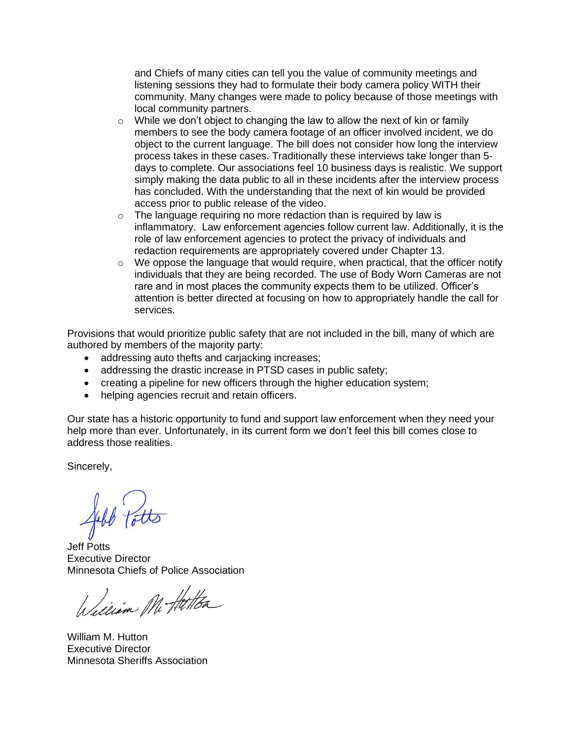and Chiefs of many cities can tell you the value of community meetings and listening sessions they had to formulate their body camera policy WITH their community. Many changes were made to policy because of those meetings with local community partners.

- While we don't object to changing the law to allow the next of kin or family members to see the body camera footage of an officer involved incident, we do object to the current language. The bill does not consider how long the interview process takes in these cases. Traditionally these interviews take longer than 5-days to complete. Our associations feel 10 business days is realistic. We support simply making the data public to all in these incidents after the interview process has concluded. With the understanding that the next of kin would be provided access prior to public release of the video.
- The language requiring no more redaction than is required by law is inflammatory. Law enforcement agencies follow current law. Additionally, it is the role of law enforcement agencies to protect the privacy of individuals and redaction requirements are appropriately covered under Chapter 13.
- We oppose the language that would require, when practical, that the officer notify individuals that they are being recorded. The use of Body Worn Cameras are not rare and in most places the community expects them to be utilized. Officer's attention is better directed at focusing on how to appropriately handle the call for services.

Provisions that would prioritize public safety that are not included in the bill, many of which are authored by members of the majority party:

- addressing auto thefts and carjacking increases;
- addressing the drastic increase in PTSD cases in public safety;
- creating a pipeline for new officers through the higher education system;
- helping agencies recruit and retain officers.

Our state has a historic opportunity to fund and support law enforcement when they need your help more than ever. Unfortunately, in its current form we don't feel this bill comes close to address those realities.

Sincerely,

Jeff Potts
Executive Director
Minnesota Chiefs of Police Association

William M. Hutton
Executive Director
Minnesota Sheriffs Association